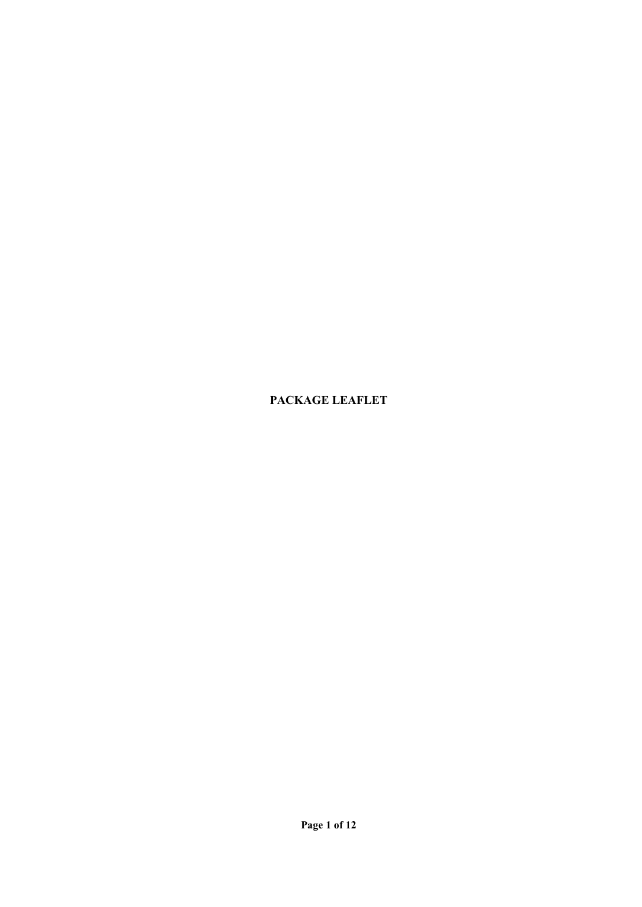# PACKAGE LEAFLET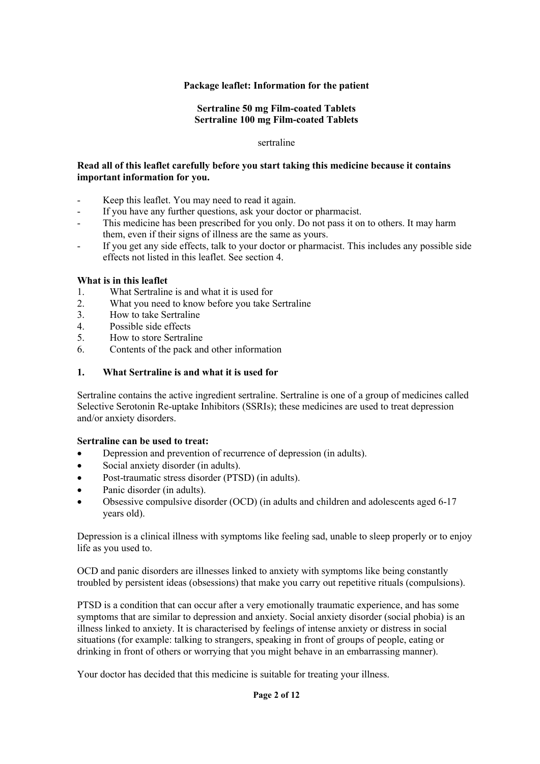**Package leaflet: Information for the patient**

**Sertraline 50 mg Film-coated Tablets**
**Sertraline 100 mg Film-coated Tablets**

sertraline

**Read all of this leaflet carefully before you start taking this medicine because it contains important information for you.**

- Keep this leaflet. You may need to read it again.
- If you have any further questions, ask your doctor or pharmacist.
- This medicine has been prescribed for you only. Do not pass it on to others. It may harm them, even if their signs of illness are the same as yours.
- If you get any side effects, talk to your doctor or pharmacist. This includes any possible side effects not listed in this leaflet. See section 4.

**What is in this leaflet**

1. What Sertraline is and what it is used for
2. What you need to know before you take Sertraline
3. How to take Sertraline
4. Possible side effects
5. How to store Sertraline
6. Contents of the pack and other information

## 1. What Sertraline is and what it is used for

Sertraline contains the active ingredient sertraline. Sertraline is one of a group of medicines called Selective Serotonin Re-uptake Inhibitors (SSRIs); these medicines are used to treat depression and/or anxiety disorders.

**Sertraline can be used to treat:**

- Depression and prevention of recurrence of depression (in adults).
- Social anxiety disorder (in adults).
- Post-traumatic stress disorder (PTSD) (in adults).
- Panic disorder (in adults).
- Obsessive compulsive disorder (OCD) (in adults and children and adolescents aged 6-17 years old).

Depression is a clinical illness with symptoms like feeling sad, unable to sleep properly or to enjoy life as you used to.

OCD and panic disorders are illnesses linked to anxiety with symptoms like being constantly troubled by persistent ideas (obsessions) that make you carry out repetitive rituals (compulsions).

PTSD is a condition that can occur after a very emotionally traumatic experience, and has some symptoms that are similar to depression and anxiety. Social anxiety disorder (social phobia) is an illness linked to anxiety. It is characterised by feelings of intense anxiety or distress in social situations (for example: talking to strangers, speaking in front of groups of people, eating or drinking in front of others or worrying that you might behave in an embarrassing manner).

Your doctor has decided that this medicine is suitable for treating your illness.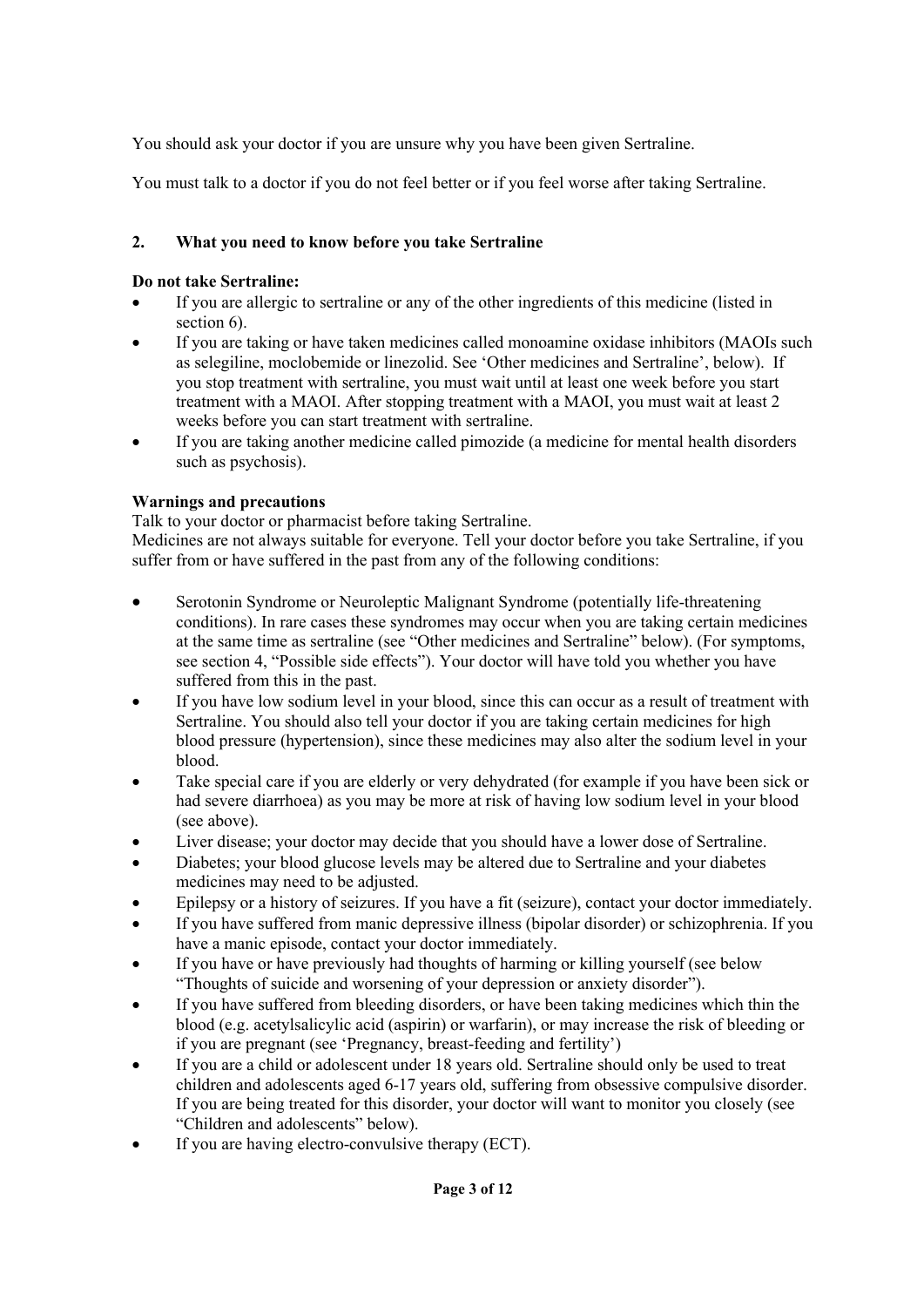You should ask your doctor if you are unsure why you have been given Sertraline.

You must talk to a doctor if you do not feel better or if you feel worse after taking Sertraline.

## 2. What you need to know before you take Sertraline

**Do not take Sertraline:**

- If you are allergic to sertraline or any of the other ingredients of this medicine (listed in section 6).
- If you are taking or have taken medicines called monoamine oxidase inhibitors (MAOIs such as selegiline, moclobemide or linezolid. See 'Other medicines and Sertraline', below). If you stop treatment with sertraline, you must wait until at least one week before you start treatment with a MAOI. After stopping treatment with a MAOI, you must wait at least 2 weeks before you can start treatment with sertraline.
- If you are taking another medicine called pimozide (a medicine for mental health disorders such as psychosis).

**Warnings and precautions**

Talk to your doctor or pharmacist before taking Sertraline.
Medicines are not always suitable for everyone. Tell your doctor before you take Sertraline, if you suffer from or have suffered in the past from any of the following conditions:

- Serotonin Syndrome or Neuroleptic Malignant Syndrome (potentially life-threatening conditions). In rare cases these syndromes may occur when you are taking certain medicines at the same time as sertraline (see "Other medicines and Sertraline" below). (For symptoms, see section 4, "Possible side effects"). Your doctor will have told you whether you have suffered from this in the past.
- If you have low sodium level in your blood, since this can occur as a result of treatment with Sertraline. You should also tell your doctor if you are taking certain medicines for high blood pressure (hypertension), since these medicines may also alter the sodium level in your blood.
- Take special care if you are elderly or very dehydrated (for example if you have been sick or had severe diarrhoea) as you may be more at risk of having low sodium level in your blood (see above).
- Liver disease; your doctor may decide that you should have a lower dose of Sertraline.
- Diabetes; your blood glucose levels may be altered due to Sertraline and your diabetes medicines may need to be adjusted.
- Epilepsy or a history of seizures. If you have a fit (seizure), contact your doctor immediately.
- If you have suffered from manic depressive illness (bipolar disorder) or schizophrenia. If you have a manic episode, contact your doctor immediately.
- If you have or have previously had thoughts of harming or killing yourself (see below "Thoughts of suicide and worsening of your depression or anxiety disorder").
- If you have suffered from bleeding disorders, or have been taking medicines which thin the blood (e.g. acetylsalicylic acid (aspirin) or warfarin), or may increase the risk of bleeding or if you are pregnant (see 'Pregnancy, breast-feeding and fertility')
- If you are a child or adolescent under 18 years old. Sertraline should only be used to treat children and adolescents aged 6-17 years old, suffering from obsessive compulsive disorder. If you are being treated for this disorder, your doctor will want to monitor you closely (see "Children and adolescents" below).
- If you are having electro-convulsive therapy (ECT).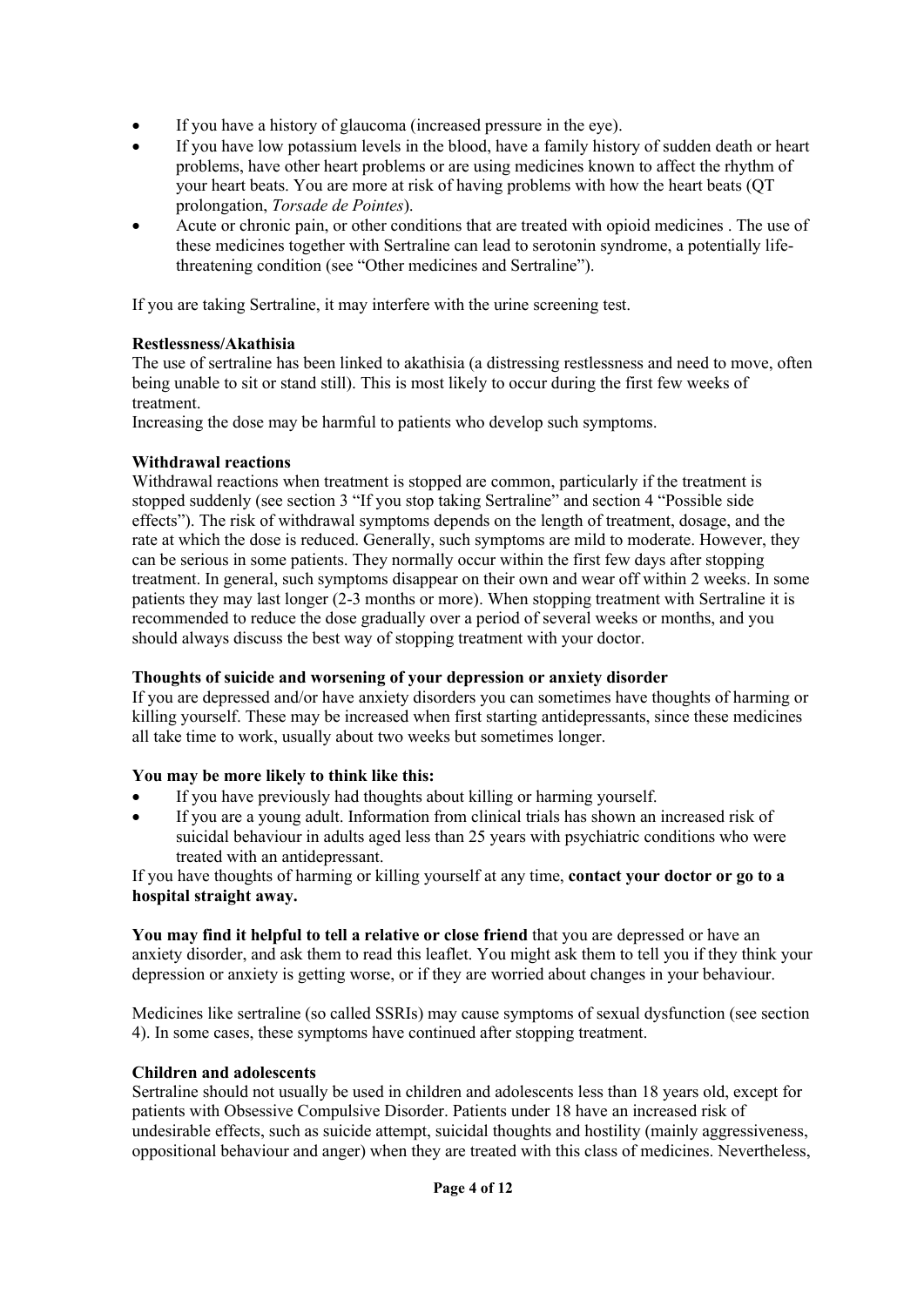- If you have a history of glaucoma (increased pressure in the eye).
- If you have low potassium levels in the blood, have a family history of sudden death or heart problems, have other heart problems or are using medicines known to affect the rhythm of your heart beats. You are more at risk of having problems with how the heart beats (QT prolongation, *Torsade de Pointes*).
- Acute or chronic pain, or other conditions that are treated with opioid medicines . The use of these medicines together with Sertraline can lead to serotonin syndrome, a potentially life-threatening condition (see "Other medicines and Sertraline").

If you are taking Sertraline, it may interfere with the urine screening test.

**Restlessness/Akathisia**

The use of sertraline has been linked to akathisia (a distressing restlessness and need to move, often being unable to sit or stand still). This is most likely to occur during the first few weeks of treatment.

Increasing the dose may be harmful to patients who develop such symptoms.

**Withdrawal reactions**

Withdrawal reactions when treatment is stopped are common, particularly if the treatment is stopped suddenly (see section 3 "If you stop taking Sertraline" and section 4 "Possible side effects"). The risk of withdrawal symptoms depends on the length of treatment, dosage, and the rate at which the dose is reduced. Generally, such symptoms are mild to moderate. However, they can be serious in some patients. They normally occur within the first few days after stopping treatment. In general, such symptoms disappear on their own and wear off within 2 weeks. In some patients they may last longer (2-3 months or more). When stopping treatment with Sertraline it is recommended to reduce the dose gradually over a period of several weeks or months, and you should always discuss the best way of stopping treatment with your doctor.

**Thoughts of suicide and worsening of your depression or anxiety disorder**

If you are depressed and/or have anxiety disorders you can sometimes have thoughts of harming or killing yourself. These may be increased when first starting antidepressants, since these medicines all take time to work, usually about two weeks but sometimes longer.

**You may be more likely to think like this:**

- If you have previously had thoughts about killing or harming yourself.
- If you are a young adult. Information from clinical trials has shown an increased risk of suicidal behaviour in adults aged less than 25 years with psychiatric conditions who were treated with an antidepressant.

If you have thoughts of harming or killing yourself at any time, **contact your doctor or go to a hospital straight away.**

**You may find it helpful to tell a relative or close friend** that you are depressed or have an anxiety disorder, and ask them to read this leaflet. You might ask them to tell you if they think your depression or anxiety is getting worse, or if they are worried about changes in your behaviour.

Medicines like sertraline (so called SSRIs) may cause symptoms of sexual dysfunction (see section 4). In some cases, these symptoms have continued after stopping treatment.

**Children and adolescents**

Sertraline should not usually be used in children and adolescents less than 18 years old, except for patients with Obsessive Compulsive Disorder. Patients under 18 have an increased risk of undesirable effects, such as suicide attempt, suicidal thoughts and hostility (mainly aggressiveness, oppositional behaviour and anger) when they are treated with this class of medicines. Nevertheless,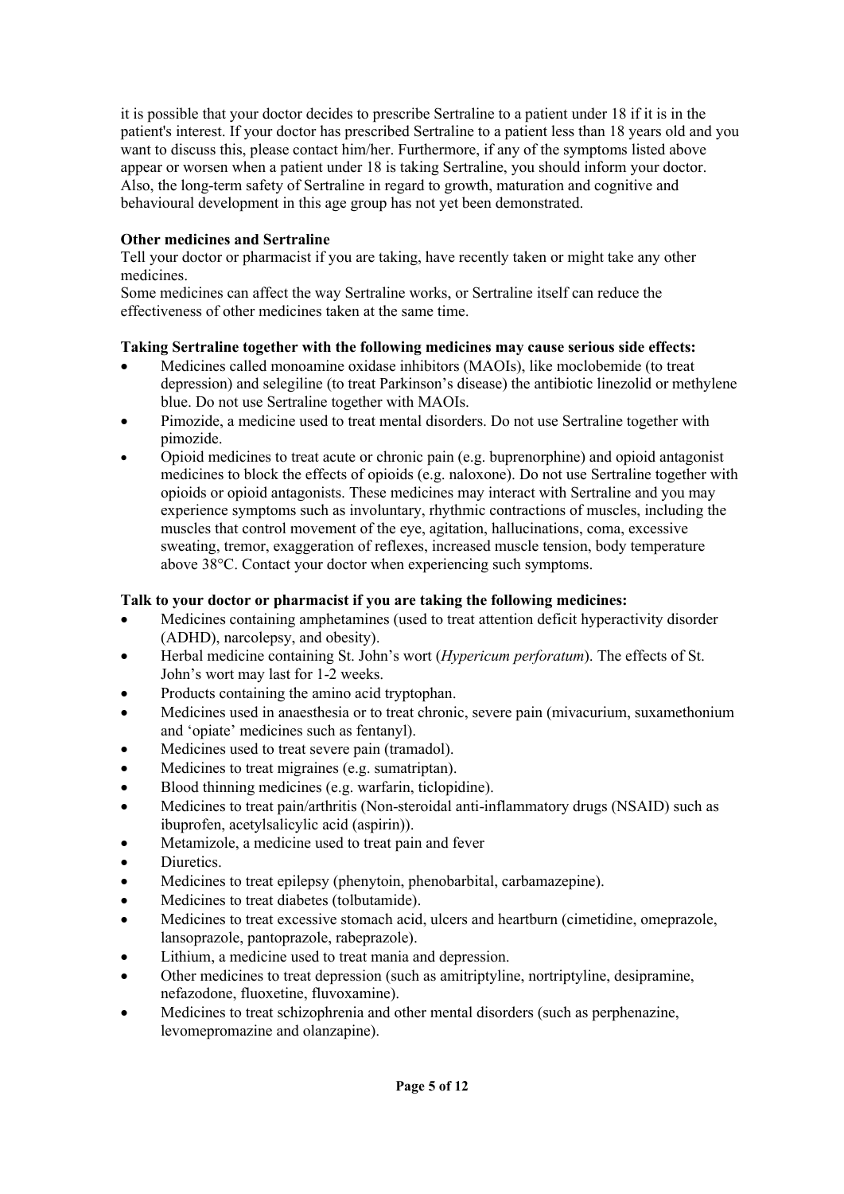it is possible that your doctor decides to prescribe Sertraline to a patient under 18 if it is in the patient's interest. If your doctor has prescribed Sertraline to a patient less than 18 years old and you want to discuss this, please contact him/her. Furthermore, if any of the symptoms listed above appear or worsen when a patient under 18 is taking Sertraline, you should inform your doctor. Also, the long-term safety of Sertraline in regard to growth, maturation and cognitive and behavioural development in this age group has not yet been demonstrated.

**Other medicines and Sertraline**

Tell your doctor or pharmacist if you are taking, have recently taken or might take any other medicines.

Some medicines can affect the way Sertraline works, or Sertraline itself can reduce the effectiveness of other medicines taken at the same time.

**Taking Sertraline together with the following medicines may cause serious side effects:**

- Medicines called monoamine oxidase inhibitors (MAOIs), like moclobemide (to treat depression) and selegiline (to treat Parkinson's disease) the antibiotic linezolid or methylene blue. Do not use Sertraline together with MAOIs.
- Pimozide, a medicine used to treat mental disorders. Do not use Sertraline together with pimozide.
- Opioid medicines to treat acute or chronic pain (e.g. buprenorphine) and opioid antagonist medicines to block the effects of opioids (e.g. naloxone). Do not use Sertraline together with opioids or opioid antagonists. These medicines may interact with Sertraline and you may experience symptoms such as involuntary, rhythmic contractions of muscles, including the muscles that control movement of the eye, agitation, hallucinations, coma, excessive sweating, tremor, exaggeration of reflexes, increased muscle tension, body temperature above 38°C. Contact your doctor when experiencing such symptoms.

**Talk to your doctor or pharmacist if you are taking the following medicines:**

- Medicines containing amphetamines (used to treat attention deficit hyperactivity disorder (ADHD), narcolepsy, and obesity).
- Herbal medicine containing St. John's wort (*Hypericum perforatum*). The effects of St. John's wort may last for 1-2 weeks.
- Products containing the amino acid tryptophan.
- Medicines used in anaesthesia or to treat chronic, severe pain (mivacurium, suxamethonium and 'opiate' medicines such as fentanyl).
- Medicines used to treat severe pain (tramadol).
- Medicines to treat migraines (e.g. sumatriptan).
- Blood thinning medicines (e.g. warfarin, ticlopidine).
- Medicines to treat pain/arthritis (Non-steroidal anti-inflammatory drugs (NSAID) such as ibuprofen, acetylsalicylic acid (aspirin)).
- Metamizole, a medicine used to treat pain and fever
- Diuretics.
- Medicines to treat epilepsy (phenytoin, phenobarbital, carbamazepine).
- Medicines to treat diabetes (tolbutamide).
- Medicines to treat excessive stomach acid, ulcers and heartburn (cimetidine, omeprazole, lansoprazole, pantoprazole, rabeprazole).
- Lithium, a medicine used to treat mania and depression.
- Other medicines to treat depression (such as amitriptyline, nortriptyline, desipramine, nefazodone, fluoxetine, fluvoxamine).
- Medicines to treat schizophrenia and other mental disorders (such as perphenazine, levomepromazine and olanzapine).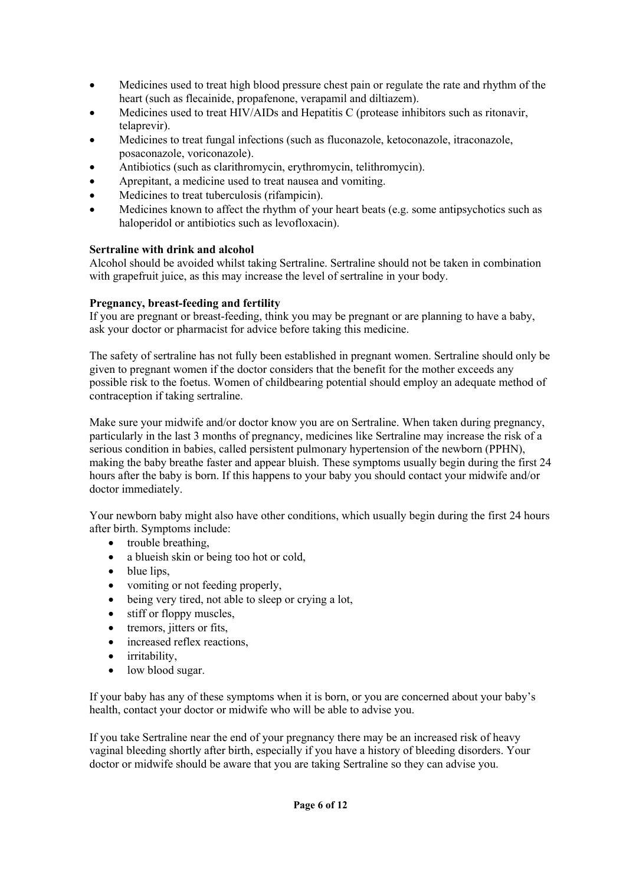- Medicines used to treat high blood pressure chest pain or regulate the rate and rhythm of the heart (such as flecainide, propafenone, verapamil and diltiazem).
- Medicines used to treat HIV/AIDs and Hepatitis C (protease inhibitors such as ritonavir, telaprevir).
- Medicines to treat fungal infections (such as fluconazole, ketoconazole, itraconazole, posaconazole, voriconazole).
- Antibiotics (such as clarithromycin, erythromycin, telithromycin).
- Aprepitant, a medicine used to treat nausea and vomiting.
- Medicines to treat tuberculosis (rifampicin).
- Medicines known to affect the rhythm of your heart beats (e.g. some antipsychotics such as haloperidol or antibiotics such as levofloxacin).

**Sertraline with drink and alcohol**
Alcohol should be avoided whilst taking Sertraline. Sertraline should not be taken in combination with grapefruit juice, as this may increase the level of sertraline in your body.

**Pregnancy, breast-feeding and fertility**
If you are pregnant or breast-feeding, think you may be pregnant or are planning to have a baby, ask your doctor or pharmacist for advice before taking this medicine.

The safety of sertraline has not fully been established in pregnant women. Sertraline should only be given to pregnant women if the doctor considers that the benefit for the mother exceeds any possible risk to the foetus. Women of childbearing potential should employ an adequate method of contraception if taking sertraline.

Make sure your midwife and/or doctor know you are on Sertraline. When taken during pregnancy, particularly in the last 3 months of pregnancy, medicines like Sertraline may increase the risk of a serious condition in babies, called persistent pulmonary hypertension of the newborn (PPHN), making the baby breathe faster and appear bluish. These symptoms usually begin during the first 24 hours after the baby is born. If this happens to your baby you should contact your midwife and/or doctor immediately.

Your newborn baby might also have other conditions, which usually begin during the first 24 hours after birth. Symptoms include:

- trouble breathing,
- a blueish skin or being too hot or cold,
- blue lips,
- vomiting or not feeding properly,
- being very tired, not able to sleep or crying a lot,
- stiff or floppy muscles,
- tremors, jitters or fits,
- increased reflex reactions,
- irritability,
- low blood sugar.

If your baby has any of these symptoms when it is born, or you are concerned about your baby's health, contact your doctor or midwife who will be able to advise you.

If you take Sertraline near the end of your pregnancy there may be an increased risk of heavy vaginal bleeding shortly after birth, especially if you have a history of bleeding disorders. Your doctor or midwife should be aware that you are taking Sertraline so they can advise you.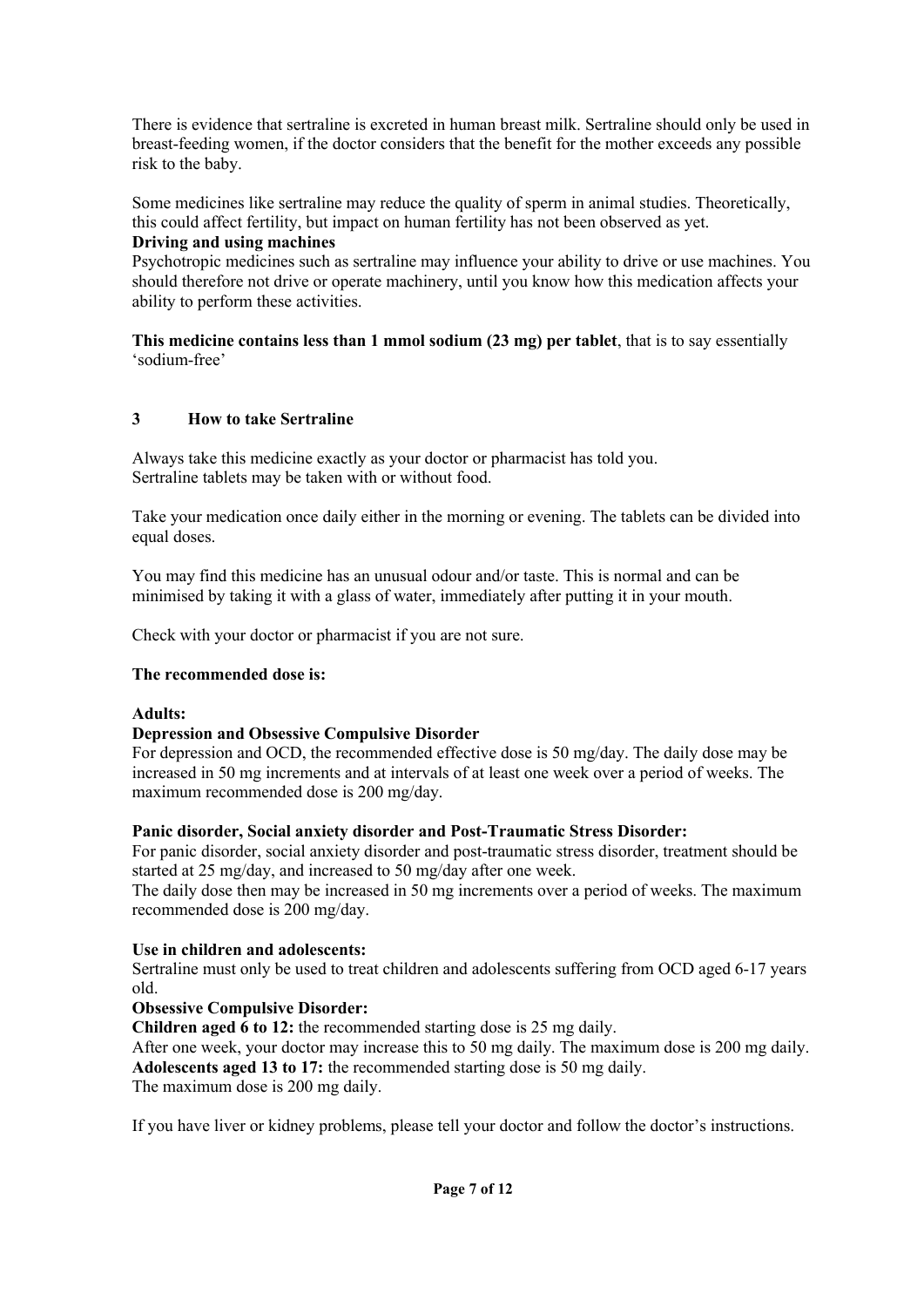There is evidence that sertraline is excreted in human breast milk. Sertraline should only be used in breast-feeding women, if the doctor considers that the benefit for the mother exceeds any possible risk to the baby.

Some medicines like sertraline may reduce the quality of sperm in animal studies. Theoretically, this could affect fertility, but impact on human fertility has not been observed as yet.

**Driving and using machines**

Psychotropic medicines such as sertraline may influence your ability to drive or use machines. You should therefore not drive or operate machinery, until you know how this medication affects your ability to perform these activities.

**This medicine contains less than 1 mmol sodium (23 mg) per tablet**, that is to say essentially 'sodium-free'

## 3 How to take Sertraline

Always take this medicine exactly as your doctor or pharmacist has told you.
Sertraline tablets may be taken with or without food.

Take your medication once daily either in the morning or evening. The tablets can be divided into equal doses.

You may find this medicine has an unusual odour and/or taste. This is normal and can be minimised by taking it with a glass of water, immediately after putting it in your mouth.

Check with your doctor or pharmacist if you are not sure.

**The recommended dose is:**

**Adults:**

**Depression and Obsessive Compulsive Disorder**

For depression and OCD, the recommended effective dose is 50 mg/day. The daily dose may be increased in 50 mg increments and at intervals of at least one week over a period of weeks. The maximum recommended dose is 200 mg/day.

**Panic disorder, Social anxiety disorder and Post-Traumatic Stress Disorder:**

For panic disorder, social anxiety disorder and post-traumatic stress disorder, treatment should be started at 25 mg/day, and increased to 50 mg/day after one week.
The daily dose then may be increased in 50 mg increments over a period of weeks. The maximum recommended dose is 200 mg/day.

**Use in children and adolescents:**

Sertraline must only be used to treat children and adolescents suffering from OCD aged 6-17 years old.

**Obsessive Compulsive Disorder:**

**Children aged 6 to 12:** the recommended starting dose is 25 mg daily.
After one week, your doctor may increase this to 50 mg daily. The maximum dose is 200 mg daily.
**Adolescents aged 13 to 17:** the recommended starting dose is 50 mg daily.
The maximum dose is 200 mg daily.

If you have liver or kidney problems, please tell your doctor and follow the doctor's instructions.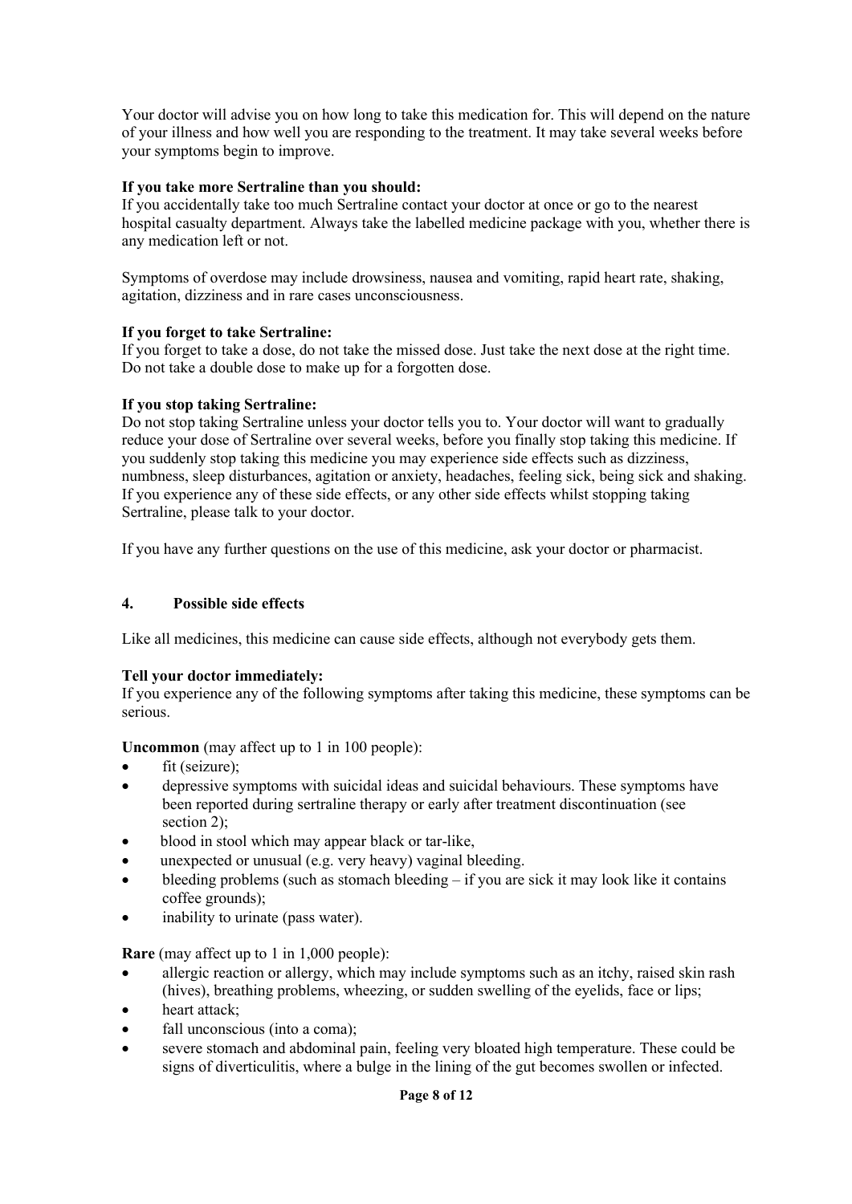Your doctor will advise you on how long to take this medication for. This will depend on the nature of your illness and how well you are responding to the treatment. It may take several weeks before your symptoms begin to improve.

**If you take more Sertraline than you should:**
If you accidentally take too much Sertraline contact your doctor at once or go to the nearest hospital casualty department. Always take the labelled medicine package with you, whether there is any medication left or not.

Symptoms of overdose may include drowsiness, nausea and vomiting, rapid heart rate, shaking, agitation, dizziness and in rare cases unconsciousness.

**If you forget to take Sertraline:**
If you forget to take a dose, do not take the missed dose. Just take the next dose at the right time. Do not take a double dose to make up for a forgotten dose.

**If you stop taking Sertraline:**
Do not stop taking Sertraline unless your doctor tells you to. Your doctor will want to gradually reduce your dose of Sertraline over several weeks, before you finally stop taking this medicine. If you suddenly stop taking this medicine you may experience side effects such as dizziness, numbness, sleep disturbances, agitation or anxiety, headaches, feeling sick, being sick and shaking. If you experience any of these side effects, or any other side effects whilst stopping taking Sertraline, please talk to your doctor.

If you have any further questions on the use of this medicine, ask your doctor or pharmacist.

## 4. Possible side effects

Like all medicines, this medicine can cause side effects, although not everybody gets them.

**Tell your doctor immediately:**
If you experience any of the following symptoms after taking this medicine, these symptoms can be serious.

**Uncommon** (may affect up to 1 in 100 people):

- fit (seizure);
- depressive symptoms with suicidal ideas and suicidal behaviours. These symptoms have been reported during sertraline therapy or early after treatment discontinuation (see section 2);
- blood in stool which may appear black or tar-like,
- unexpected or unusual (e.g. very heavy) vaginal bleeding.
- bleeding problems (such as stomach bleeding – if you are sick it may look like it contains coffee grounds);
- inability to urinate (pass water).

**Rare** (may affect up to 1 in 1,000 people):

- allergic reaction or allergy, which may include symptoms such as an itchy, raised skin rash (hives), breathing problems, wheezing, or sudden swelling of the eyelids, face or lips;
- heart attack;
- fall unconscious (into a coma);
- severe stomach and abdominal pain, feeling very bloated high temperature. These could be signs of diverticulitis, where a bulge in the lining of the gut becomes swollen or infected.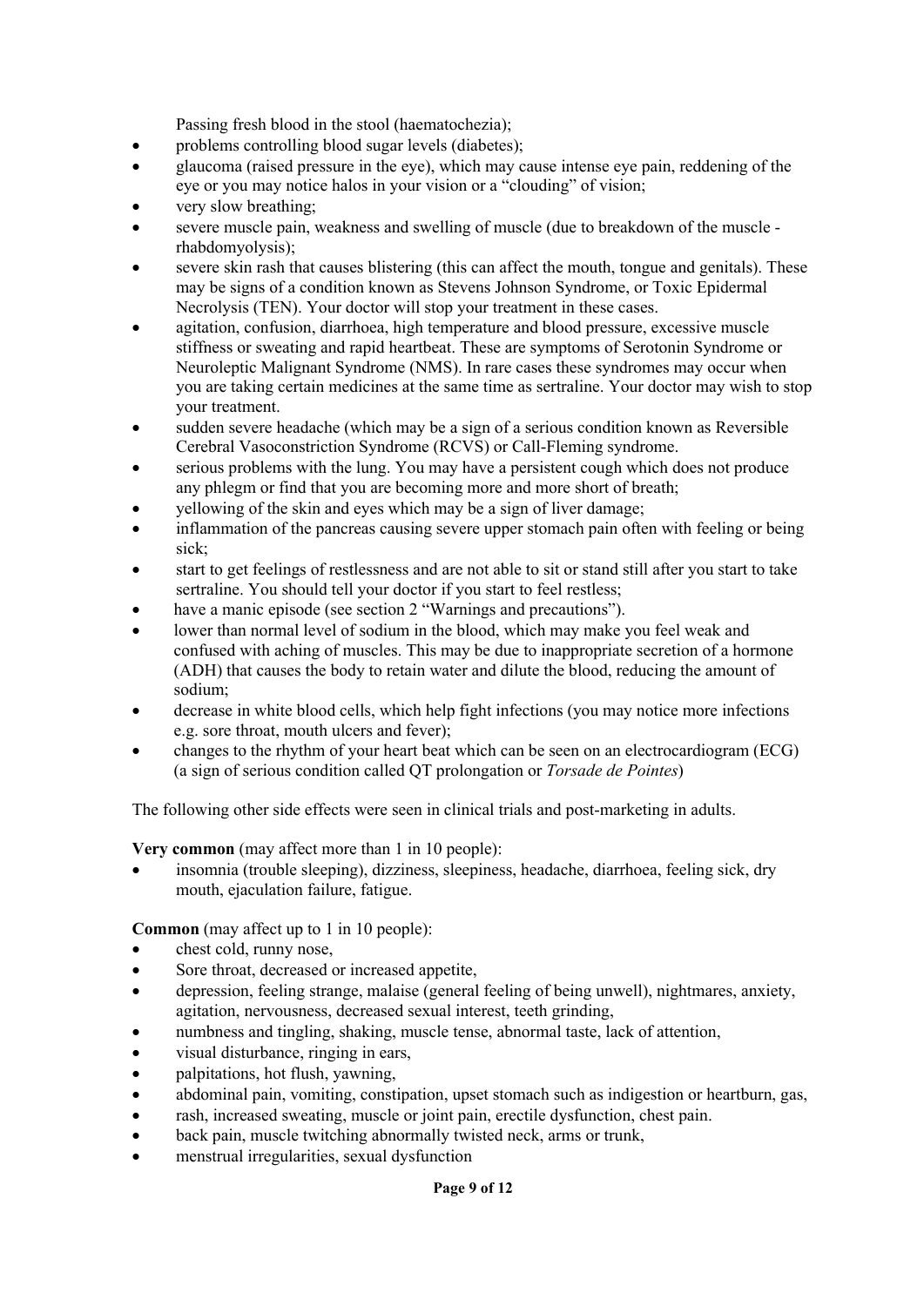Passing fresh blood in the stool (haematochezia);

- problems controlling blood sugar levels (diabetes);
- glaucoma (raised pressure in the eye), which may cause intense eye pain, reddening of the eye or you may notice halos in your vision or a "clouding" of vision;
- very slow breathing;
- severe muscle pain, weakness and swelling of muscle (due to breakdown of the muscle - rhabdomyolysis);
- severe skin rash that causes blistering (this can affect the mouth, tongue and genitals). These may be signs of a condition known as Stevens Johnson Syndrome, or Toxic Epidermal Necrolysis (TEN). Your doctor will stop your treatment in these cases.
- agitation, confusion, diarrhoea, high temperature and blood pressure, excessive muscle stiffness or sweating and rapid heartbeat. These are symptoms of Serotonin Syndrome or Neuroleptic Malignant Syndrome (NMS). In rare cases these syndromes may occur when you are taking certain medicines at the same time as sertraline. Your doctor may wish to stop your treatment.
- sudden severe headache (which may be a sign of a serious condition known as Reversible Cerebral Vasoconstriction Syndrome (RCVS) or Call-Fleming syndrome.
- serious problems with the lung. You may have a persistent cough which does not produce any phlegm or find that you are becoming more and more short of breath;
- yellowing of the skin and eyes which may be a sign of liver damage;
- inflammation of the pancreas causing severe upper stomach pain often with feeling or being sick;
- start to get feelings of restlessness and are not able to sit or stand still after you start to take sertraline. You should tell your doctor if you start to feel restless;
- have a manic episode (see section 2 "Warnings and precautions").
- lower than normal level of sodium in the blood, which may make you feel weak and confused with aching of muscles. This may be due to inappropriate secretion of a hormone (ADH) that causes the body to retain water and dilute the blood, reducing the amount of sodium;
- decrease in white blood cells, which help fight infections (you may notice more infections e.g. sore throat, mouth ulcers and fever);
- changes to the rhythm of your heart beat which can be seen on an electrocardiogram (ECG) (a sign of serious condition called QT prolongation or *Torsade de Pointes*)

The following other side effects were seen in clinical trials and post-marketing in adults.

**Very common** (may affect more than 1 in 10 people):

- insomnia (trouble sleeping), dizziness, sleepiness, headache, diarrhoea, feeling sick, dry mouth, ejaculation failure, fatigue.

**Common** (may affect up to 1 in 10 people):

- chest cold, runny nose,
- Sore throat, decreased or increased appetite,
- depression, feeling strange, malaise (general feeling of being unwell), nightmares, anxiety, agitation, nervousness, decreased sexual interest, teeth grinding,
- numbness and tingling, shaking, muscle tense, abnormal taste, lack of attention,
- visual disturbance, ringing in ears,
- palpitations, hot flush, yawning,
- abdominal pain, vomiting, constipation, upset stomach such as indigestion or heartburn, gas,
- rash, increased sweating, muscle or joint pain, erectile dysfunction, chest pain.
- back pain, muscle twitching abnormally twisted neck, arms or trunk,
- menstrual irregularities, sexual dysfunction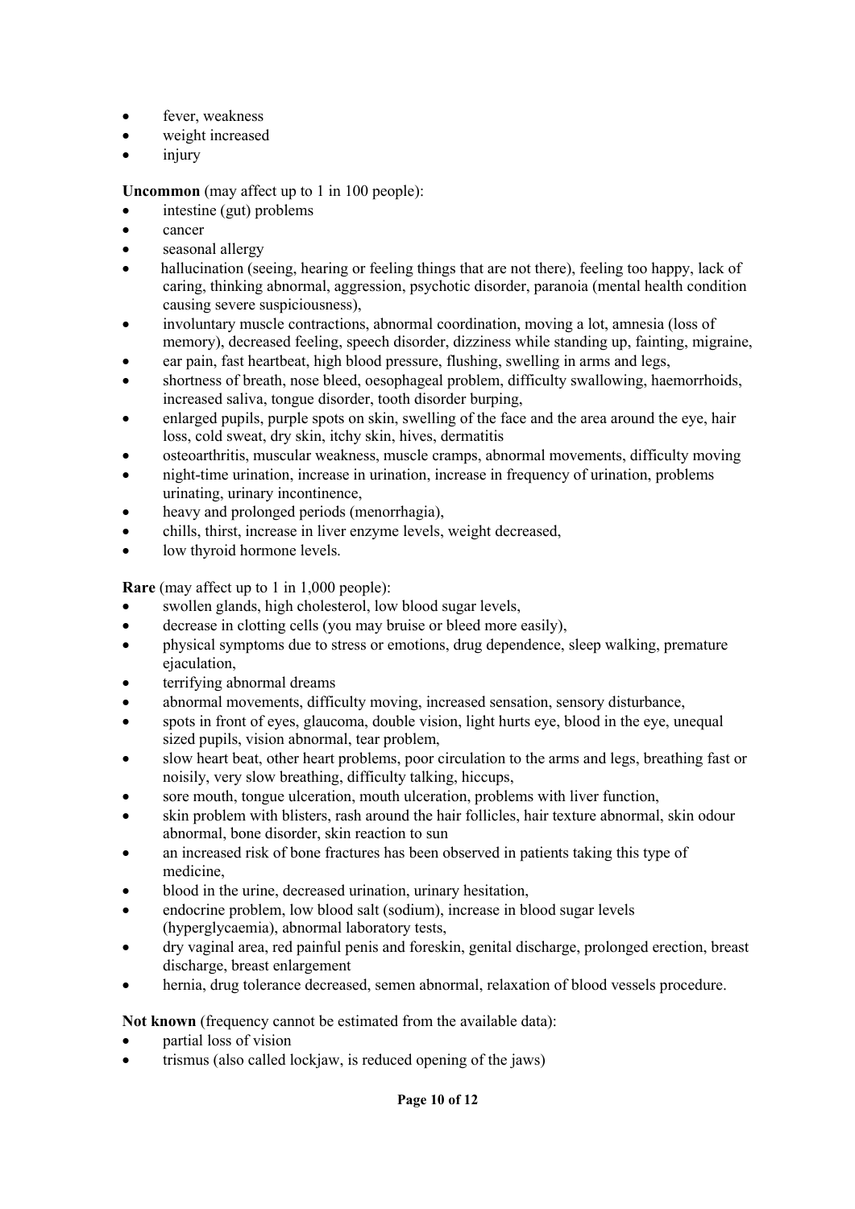- fever, weakness
- weight increased
- injury

**Uncommon** (may affect up to 1 in 100 people):

- intestine (gut) problems
- cancer
- seasonal allergy
- hallucination (seeing, hearing or feeling things that are not there), feeling too happy, lack of caring, thinking abnormal, aggression, psychotic disorder, paranoia (mental health condition causing severe suspiciousness),
- involuntary muscle contractions, abnormal coordination, moving a lot, amnesia (loss of memory), decreased feeling, speech disorder, dizziness while standing up, fainting, migraine,
- ear pain, fast heartbeat, high blood pressure, flushing, swelling in arms and legs,
- shortness of breath, nose bleed, oesophageal problem, difficulty swallowing, haemorrhoids, increased saliva, tongue disorder, tooth disorder burping,
- enlarged pupils, purple spots on skin, swelling of the face and the area around the eye, hair loss, cold sweat, dry skin, itchy skin, hives, dermatitis
- osteoarthritis, muscular weakness, muscle cramps, abnormal movements, difficulty moving
- night-time urination, increase in urination, increase in frequency of urination, problems urinating, urinary incontinence,
- heavy and prolonged periods (menorrhagia),
- chills, thirst, increase in liver enzyme levels, weight decreased,
- low thyroid hormone levels.

**Rare** (may affect up to 1 in 1,000 people):

- swollen glands, high cholesterol, low blood sugar levels,
- decrease in clotting cells (you may bruise or bleed more easily),
- physical symptoms due to stress or emotions, drug dependence, sleep walking, premature ejaculation,
- terrifying abnormal dreams
- abnormal movements, difficulty moving, increased sensation, sensory disturbance,
- spots in front of eyes, glaucoma, double vision, light hurts eye, blood in the eye, unequal sized pupils, vision abnormal, tear problem,
- slow heart beat, other heart problems, poor circulation to the arms and legs, breathing fast or noisily, very slow breathing, difficulty talking, hiccups,
- sore mouth, tongue ulceration, mouth ulceration, problems with liver function,
- skin problem with blisters, rash around the hair follicles, hair texture abnormal, skin odour abnormal, bone disorder, skin reaction to sun
- an increased risk of bone fractures has been observed in patients taking this type of medicine,
- blood in the urine, decreased urination, urinary hesitation,
- endocrine problem, low blood salt (sodium), increase in blood sugar levels (hyperglycaemia), abnormal laboratory tests,
- dry vaginal area, red painful penis and foreskin, genital discharge, prolonged erection, breast discharge, breast enlargement
- hernia, drug tolerance decreased, semen abnormal, relaxation of blood vessels procedure.

**Not known** (frequency cannot be estimated from the available data):

- partial loss of vision
- trismus (also called lockjaw, is reduced opening of the jaws)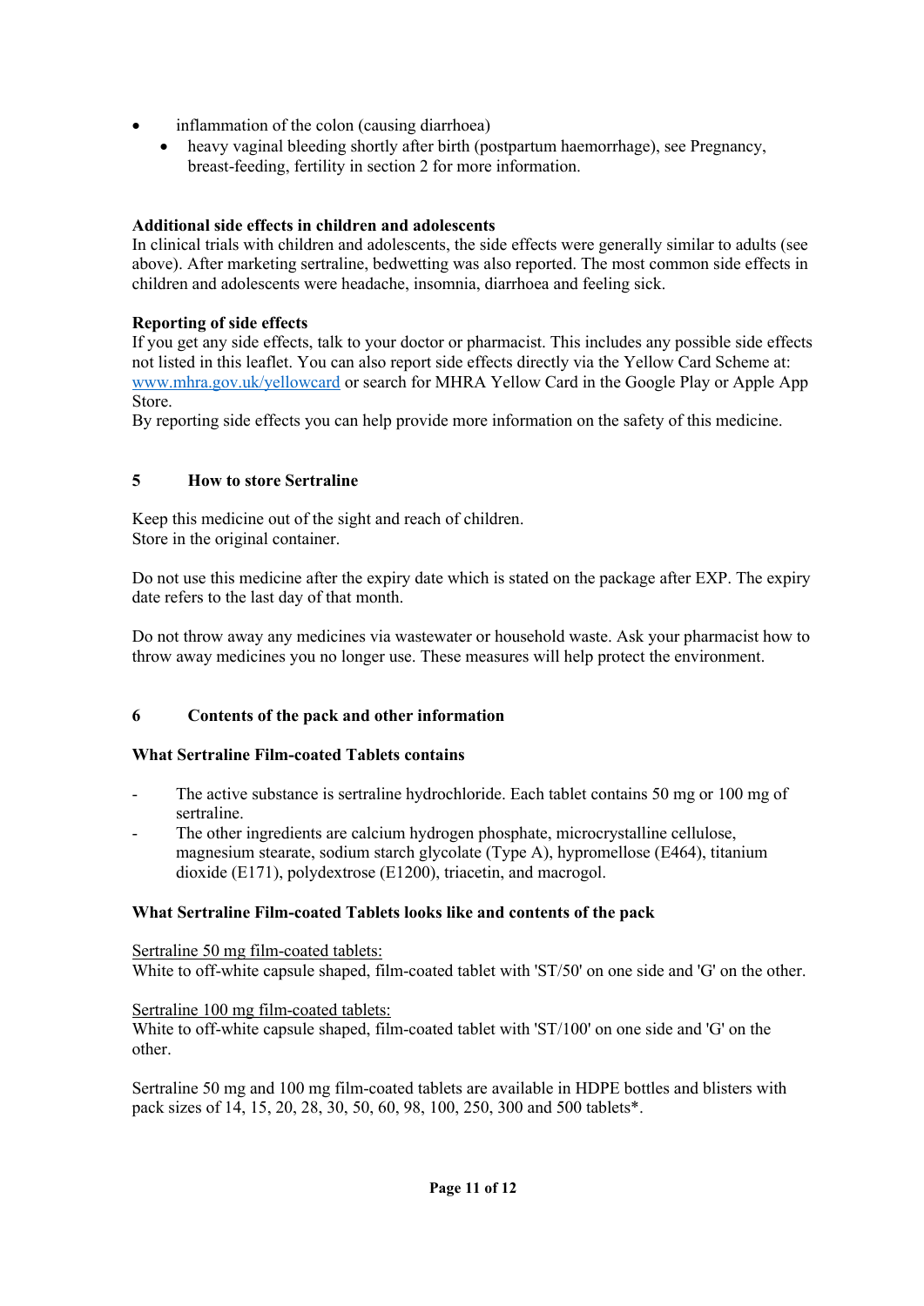- inflammation of the colon (causing diarrhoea)
    - heavy vaginal bleeding shortly after birth (postpartum haemorrhage), see Pregnancy, breast-feeding, fertility in section 2 for more information.

**Additional side effects in children and adolescents**
In clinical trials with children and adolescents, the side effects were generally similar to adults (see above). After marketing sertraline, bedwetting was also reported. The most common side effects in children and adolescents were headache, insomnia, diarrhoea and feeling sick.

**Reporting of side effects**
If you get any side effects, talk to your doctor or pharmacist. This includes any possible side effects not listed in this leaflet. You can also report side effects directly via the Yellow Card Scheme at: [www.mhra.gov.uk/yellowcard](www.mhra.gov.uk/yellowcard) or search for MHRA Yellow Card in the Google Play or Apple App Store.
By reporting side effects you can help provide more information on the safety of this medicine.

## 5 How to store Sertraline

Keep this medicine out of the sight and reach of children.
Store in the original container.

Do not use this medicine after the expiry date which is stated on the package after EXP. The expiry date refers to the last day of that month.

Do not throw away any medicines via wastewater or household waste. Ask your pharmacist how to throw away medicines you no longer use. These measures will help protect the environment.

## 6 Contents of the pack and other information

**What Sertraline Film-coated Tablets contains**

- The active substance is sertraline hydrochloride. Each tablet contains 50 mg or 100 mg of sertraline.
- The other ingredients are calcium hydrogen phosphate, microcrystalline cellulose, magnesium stearate, sodium starch glycolate (Type A), hypromellose (E464), titanium dioxide (E171), polydextrose (E1200), triacetin, and macrogol.

**What Sertraline Film-coated Tablets looks like and contents of the pack**

Sertraline 50 mg film-coated tablets:
White to off-white capsule shaped, film-coated tablet with 'ST/50' on one side and 'G' on the other.

Sertraline 100 mg film-coated tablets:
White to off-white capsule shaped, film-coated tablet with 'ST/100' on one side and 'G' on the other.

Sertraline 50 mg and 100 mg film-coated tablets are available in HDPE bottles and blisters with pack sizes of 14, 15, 20, 28, 30, 50, 60, 98, 100, 250, 300 and 500 tablets*.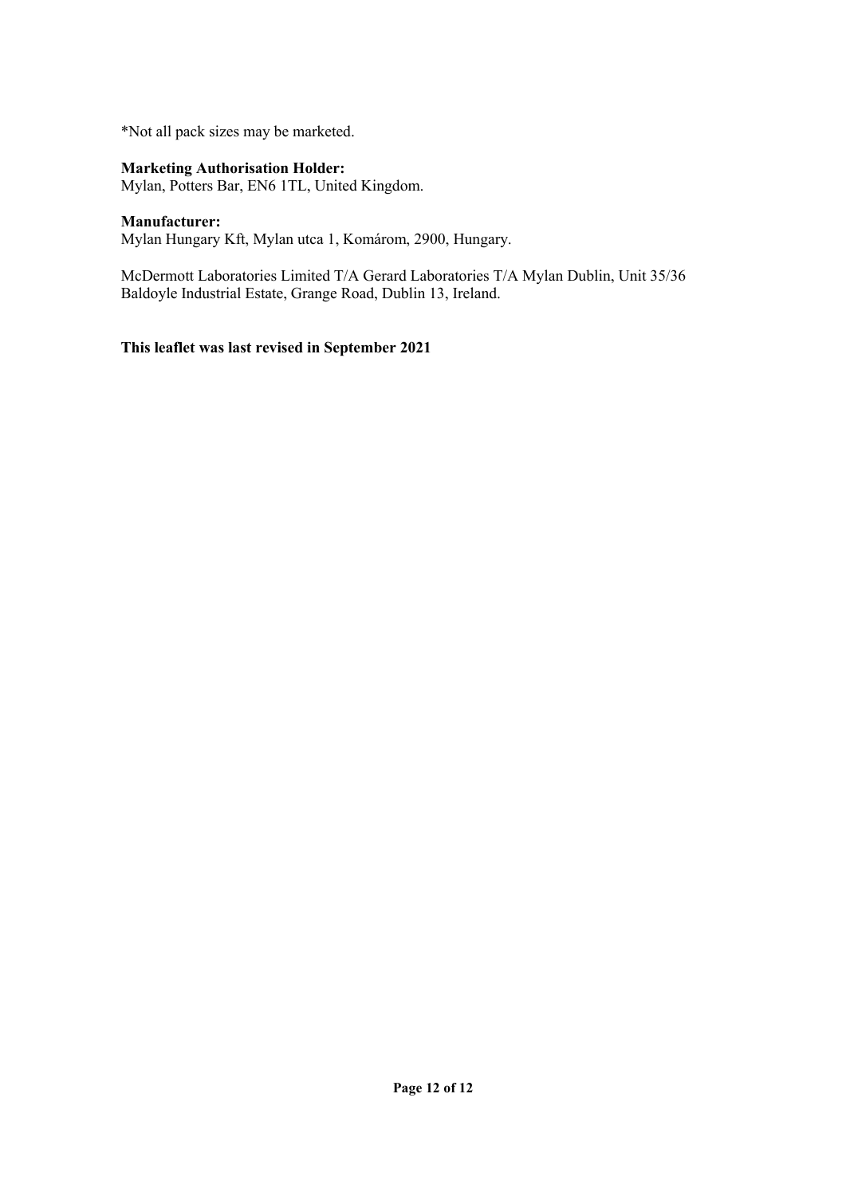*Not all pack sizes may be marketed.

**Marketing Authorisation Holder:**
Mylan, Potters Bar, EN6 1TL, United Kingdom.

**Manufacturer:**
Mylan Hungary Kft, Mylan utca 1, Komárom, 2900, Hungary.

McDermott Laboratories Limited T/A Gerard Laboratories T/A Mylan Dublin, Unit 35/36 Baldoyle Industrial Estate, Grange Road, Dublin 13, Ireland.

**This leaflet was last revised in September 2021**